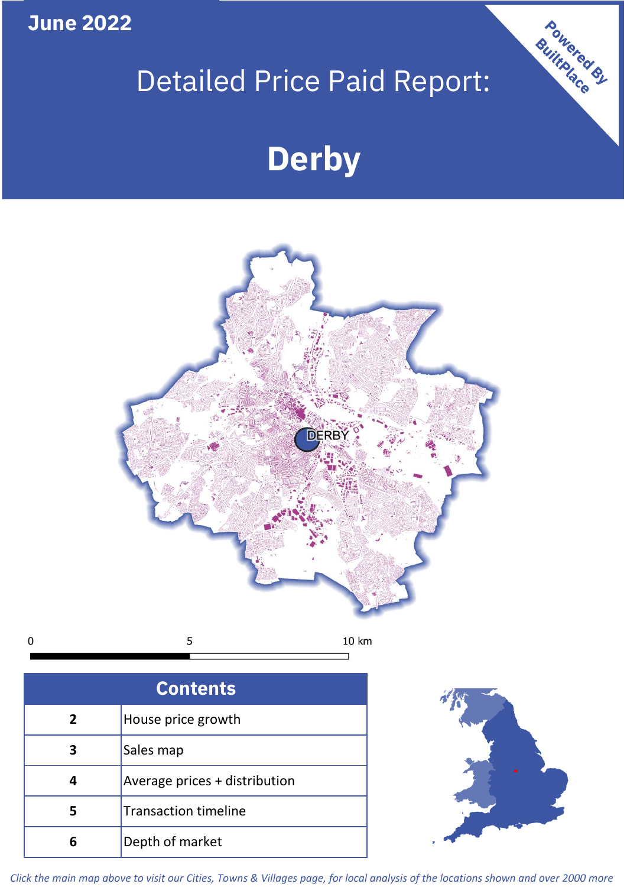June 2022

# Detailed Price Paid Report:

# Derby

Powered By BuiltPlace

| Contents | |
|---|---|
| 2 | House price growth |
| 3 | Sales map |
| 4 | Average prices + distribution |
| 5 | Transaction timeline |
| 6 | Depth of market |

*Click the main map above to visit our Cities, Towns & Villages page, for local analysis of the locations shown and over 2000 more*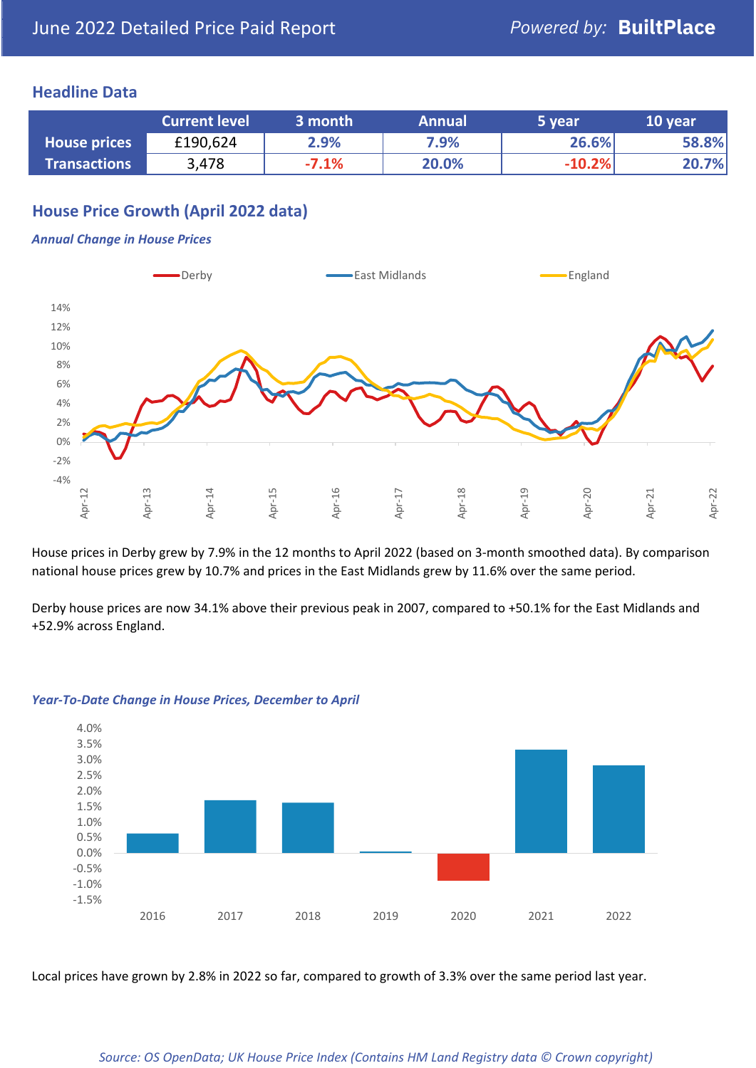# June 2022 Detailed Price Paid Report

Powered by: **BuiltPlace**

## Headline Data

| | Current level | 3 month | Annual | 5 year | 10 year |
|---|---|---|---|---|---|
| **House prices** | £190,624 | 2.9% | 7.9% | 26.6% | 58.8% |
| **Transactions** | 3,478 | -7.1% | 20.0% | -10.2% | 20.7% |

## House Price Growth (April 2022 data)

### *Annual Change in House Prices*

House prices in Derby grew by 7.9% in the 12 months to April 2022 (based on 3-month smoothed data). By comparison national house prices grew by 10.7% and prices in the East Midlands grew by 11.6% over the same period.

Derby house prices are now 34.1% above their previous peak in 2007, compared to +50.1% for the East Midlands and +52.9% across England.

### *Year-To-Date Change in House Prices, December to April*

Local prices have grown by 2.8% in 2022 so far, compared to growth of 3.3% over the same period last year.

*Source: OS OpenData; UK House Price Index (Contains HM Land Registry data © Crown copyright)*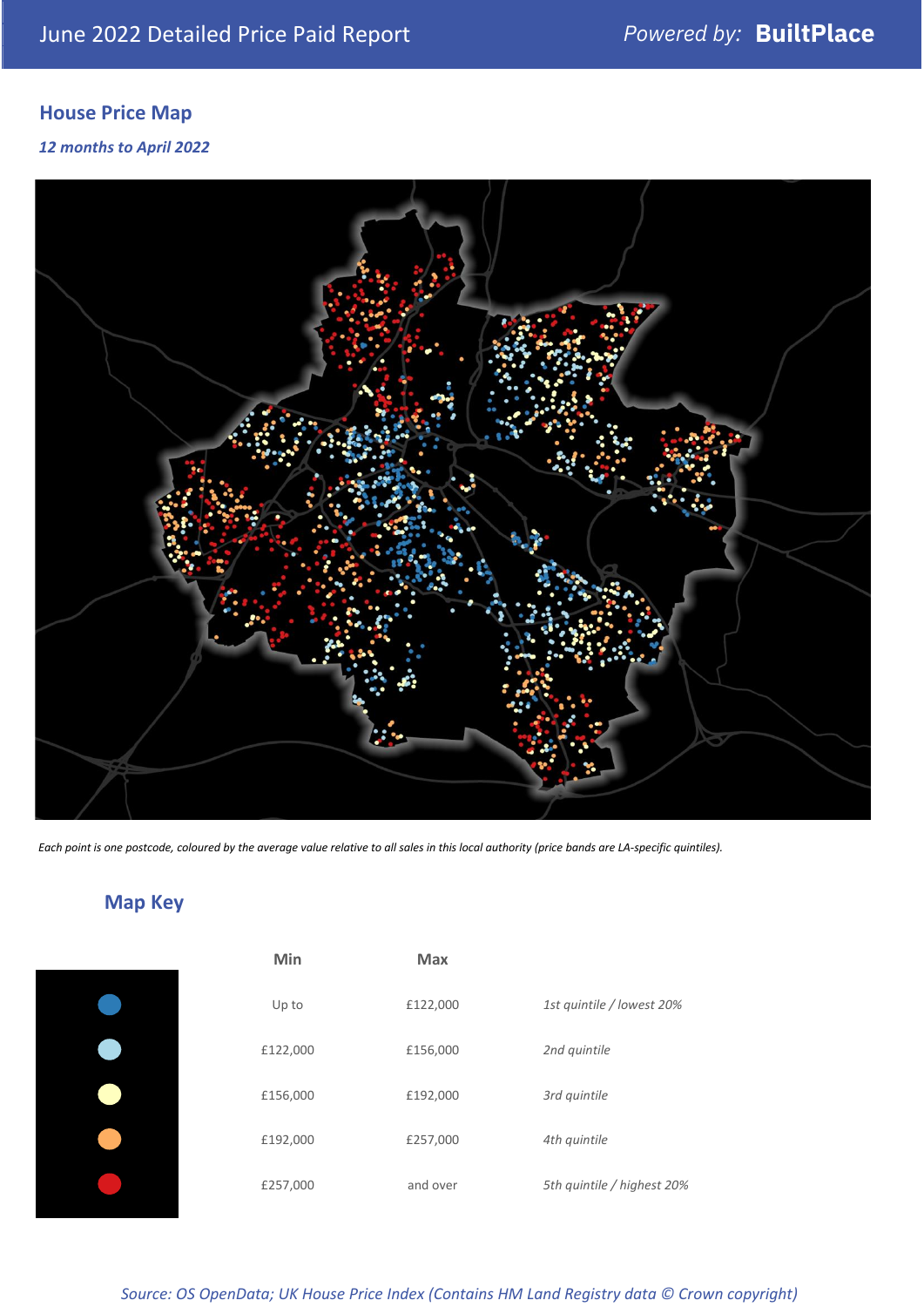June 2022 Detailed Price Paid Report

*Powered by:* **BuiltPlace**

## House Price Map

***12 months to April 2022***

*Each point is one postcode, coloured by the average value relative to all sales in this local authority (price bands are LA-specific quintiles).*

## Map Key

| | Min | Max | |
|---|---|---|---|
| (dark blue) | Up to | £122,000 | *1st quintile / lowest 20%* |
| (light blue) | £122,000 | £156,000 | *2nd quintile* |
| (pale yellow) | £156,000 | £192,000 | *3rd quintile* |
| (orange) | £192,000 | £257,000 | *4th quintile* |
| (red) | £257,000 | and over | *5th quintile / highest 20%* |

*Source: OS OpenData; UK House Price Index (Contains HM Land Registry data © Crown copyright)*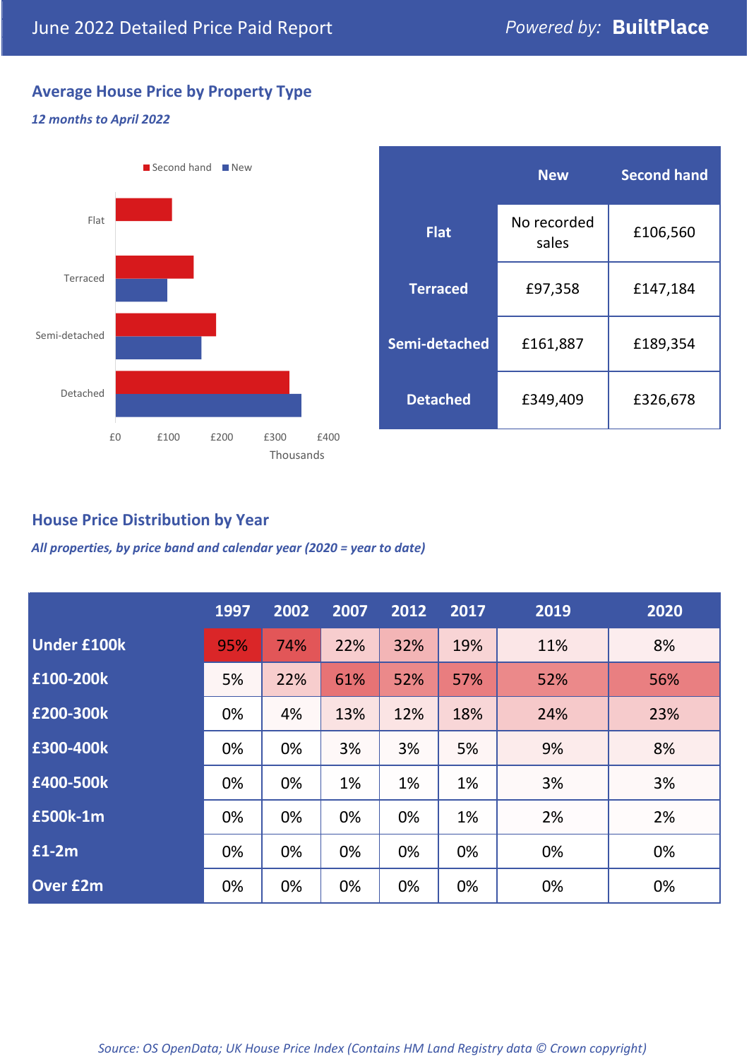June 2022 Detailed Price Paid Report

*Powered by:* **BuiltPlace**

## Average House Price by Property Type

***12 months to April 2022***

| | New | Second hand |
|---|---|---|
| **Flat** | No recorded sales | £106,560 |
| **Terraced** | £97,358 | £147,184 |
| **Semi-detached** | £161,887 | £189,354 |
| **Detached** | £349,409 | £326,678 |

## House Price Distribution by Year

***All properties, by price band and calendar year (2020 = year to date)***

| | 1997 | 2002 | 2007 | 2012 | 2017 | 2019 | 2020 |
|---|---|---|---|---|---|---|---|
| **Under £100k** | 95% | 74% | 22% | 32% | 19% | 11% | 8% |
| **£100-200k** | 5% | 22% | 61% | 52% | 57% | 52% | 56% |
| **£200-300k** | 0% | 4% | 13% | 12% | 18% | 24% | 23% |
| **£300-400k** | 0% | 0% | 3% | 3% | 5% | 9% | 8% |
| **£400-500k** | 0% | 0% | 1% | 1% | 1% | 3% | 3% |
| **£500k-1m** | 0% | 0% | 0% | 0% | 1% | 2% | 2% |
| **£1-2m** | 0% | 0% | 0% | 0% | 0% | 0% | 0% |
| **Over £2m** | 0% | 0% | 0% | 0% | 0% | 0% | 0% |

*Source: OS OpenData; UK House Price Index (Contains HM Land Registry data © Crown copyright)*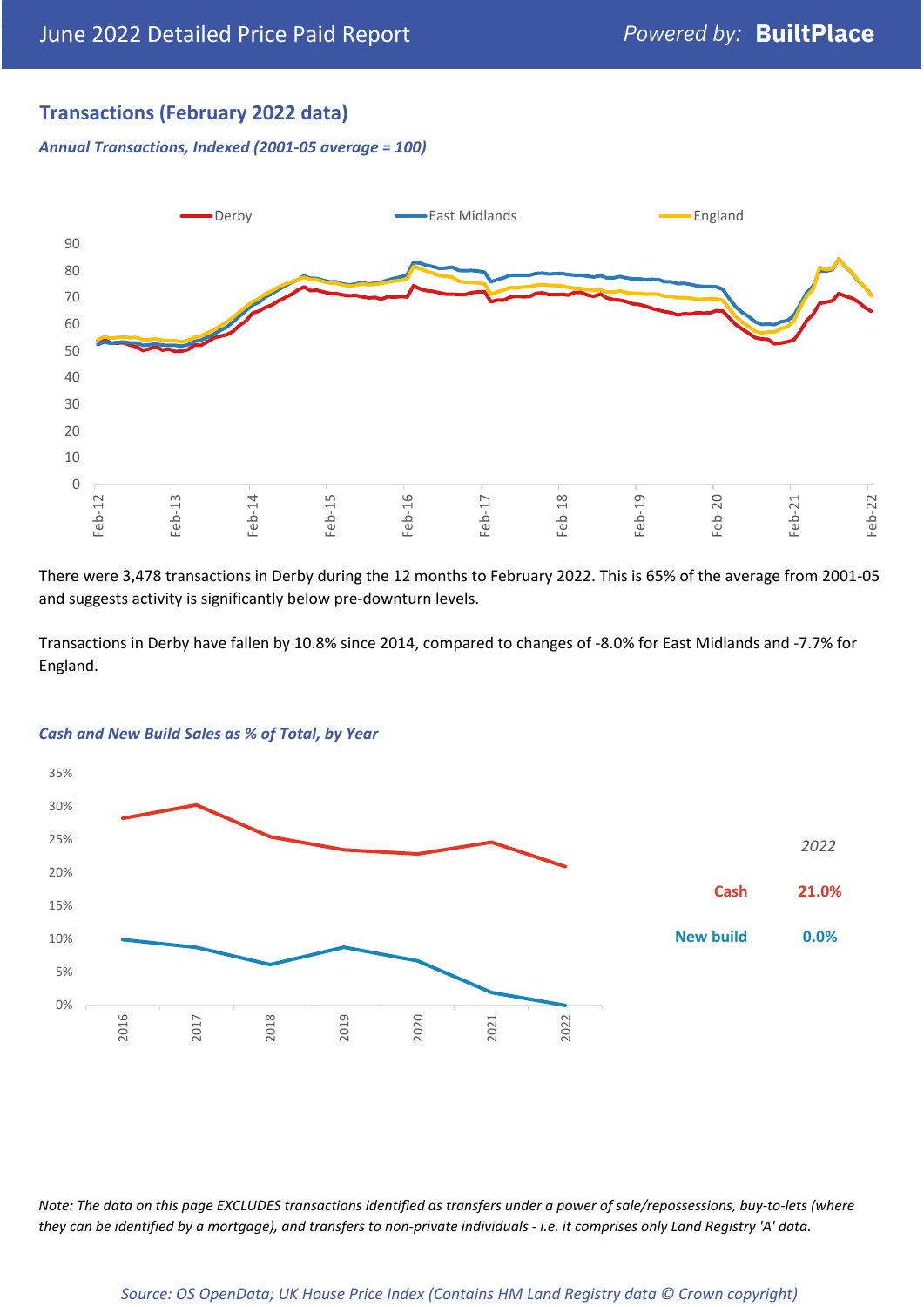## Transactions (February 2022 data)

*Annual Transactions, Indexed (2001-05 average = 100)*

There were 3,478 transactions in Derby during the 12 months to February 2022. This is 65% of the average from 2001-05 and suggests activity is significantly below pre-downturn levels.

Transactions in Derby have fallen by 10.8% since 2014, compared to changes of -8.0% for East Midlands and -7.7% for England.

*Cash and New Build Sales as % of Total, by Year*

| | 2022 |
|---|---|
| Cash | 21.0% |
| New build | 0.0% |

*Note: The data on this page EXCLUDES transactions identified as transfers under a power of sale/repossessions, buy-to-lets (where they can be identified by a mortgage), and transfers to non-private individuals - i.e. it comprises only Land Registry 'A' data.*

*Source: OS OpenData; UK House Price Index (Contains HM Land Registry data © Crown copyright)*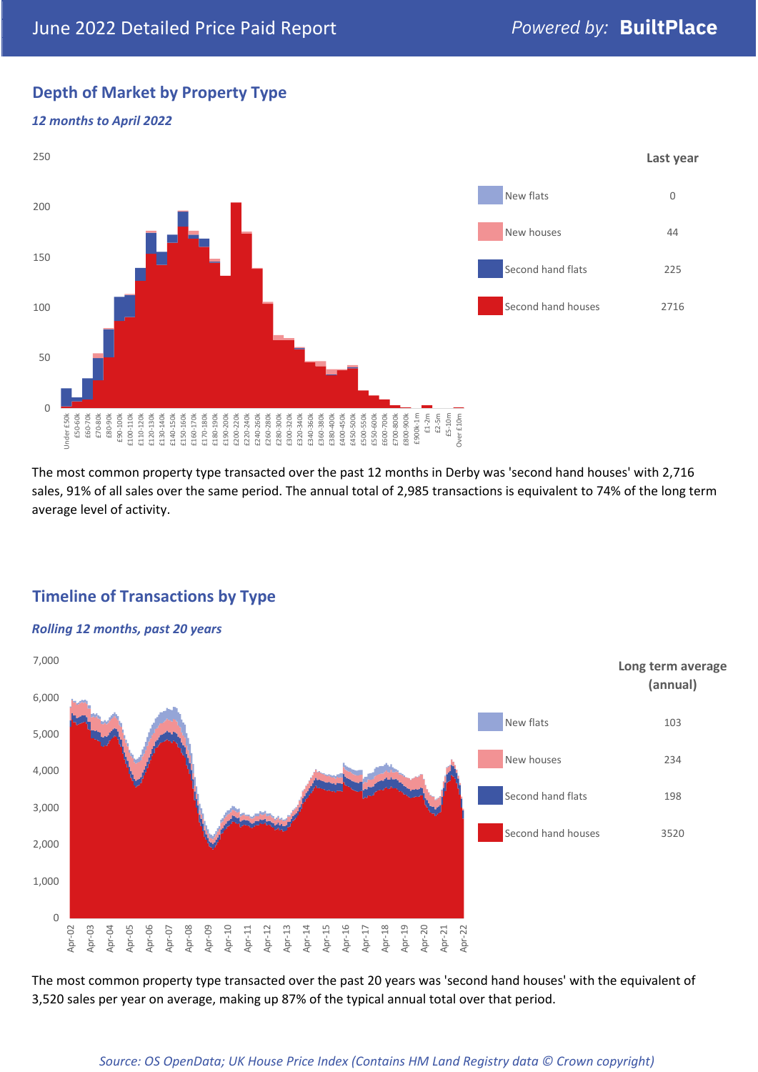June 2022 Detailed Price Paid Report

Powered by: **BuiltPlace**

## Depth of Market by Property Type

*12 months to April 2022*

250
200
150
100
50
0

Under £50k, £50-60k, £60-70k, £70-80k, £80-90k, £90-100k, £100-110k, £110-120k, £120-130k, £130-140k, £140-150k, £150-160k, £160-170k, £170-180k, £180-190k, £190-200k, £200-220k, £220-240k, £240-260k, £260-280k, £280-300k, £300-320k, £320-340k, £340-360k, £360-380k, £380-400k, £400-450k, £450-500k, £500-550k, £550-600k, £600-700k, £700-800k, £800-900k, £900k-1m, £1-2m, £2-5m, £5-10m, Over £10m

Last year

New flats 0

New houses 44

Second hand flats 225

Second hand houses 2716

The most common property type transacted over the past 12 months in Derby was 'second hand houses' with 2,716 sales, 91% of all sales over the same period. The annual total of 2,985 transactions is equivalent to 74% of the long term average level of activity.

## Timeline of Transactions by Type

*Rolling 12 months, past 20 years*

7,000
6,000
5,000
4,000
3,000
2,000
1,000
0

Apr-02, Apr-03, Apr-04, Apr-05, Apr-06, Apr-07, Apr-08, Apr-09, Apr-10, Apr-11, Apr-12, Apr-13, Apr-14, Apr-15, Apr-16, Apr-17, Apr-18, Apr-19, Apr-20, Apr-21, Apr-22

Long term average (annual)

New flats 103

New houses 234

Second hand flats 198

Second hand houses 3520

The most common property type transacted over the past 20 years was 'second hand houses' with the equivalent of 3,520 sales per year on average, making up 87% of the typical annual total over that period.

*Source: OS OpenData; UK House Price Index (Contains HM Land Registry data © Crown copyright)*